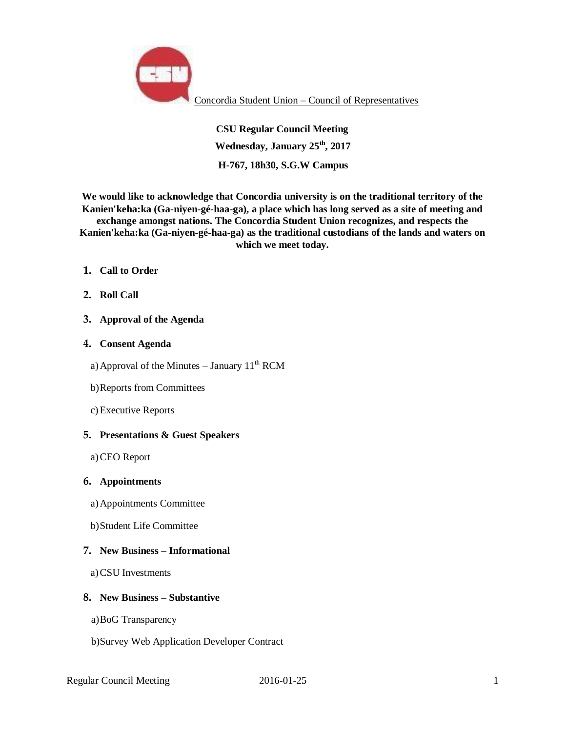Concordia Student Union – Council of Representatives

**CSU Regular Council Meeting**

**Wednesday, January 25th, 2017**

**H-767, 18h30, S.G.W Campus**

**We would like to acknowledge that Concordia university is on the traditional territory of the Kanien'keha:ka (Ga-niyen-gé-haa-ga), a place which has long served as a site of meeting and exchange amongst nations. The Concordia Student Union recognizes, and respects the Kanien'keha:ka (Ga-niyen-gé-haa-ga) as the traditional custodians of the lands and waters on which we meet today.**

1. **Call to Order**
2. **Roll Call**
3. **Approval of the Agenda**
4. **Consent Agenda**
   a) Approval of the Minutes – January 11th RCM
   b) Reports from Committees
   c) Executive Reports
5. **Presentations & Guest Speakers**
   a) CEO Report
6. **Appointments**
   a) Appointments Committee
   b) Student Life Committee
7. **New Business – Informational**
   a) CSU Investments
8. **New Business – Substantive**
   a) BoG Transparency
   b) Survey Web Application Developer Contract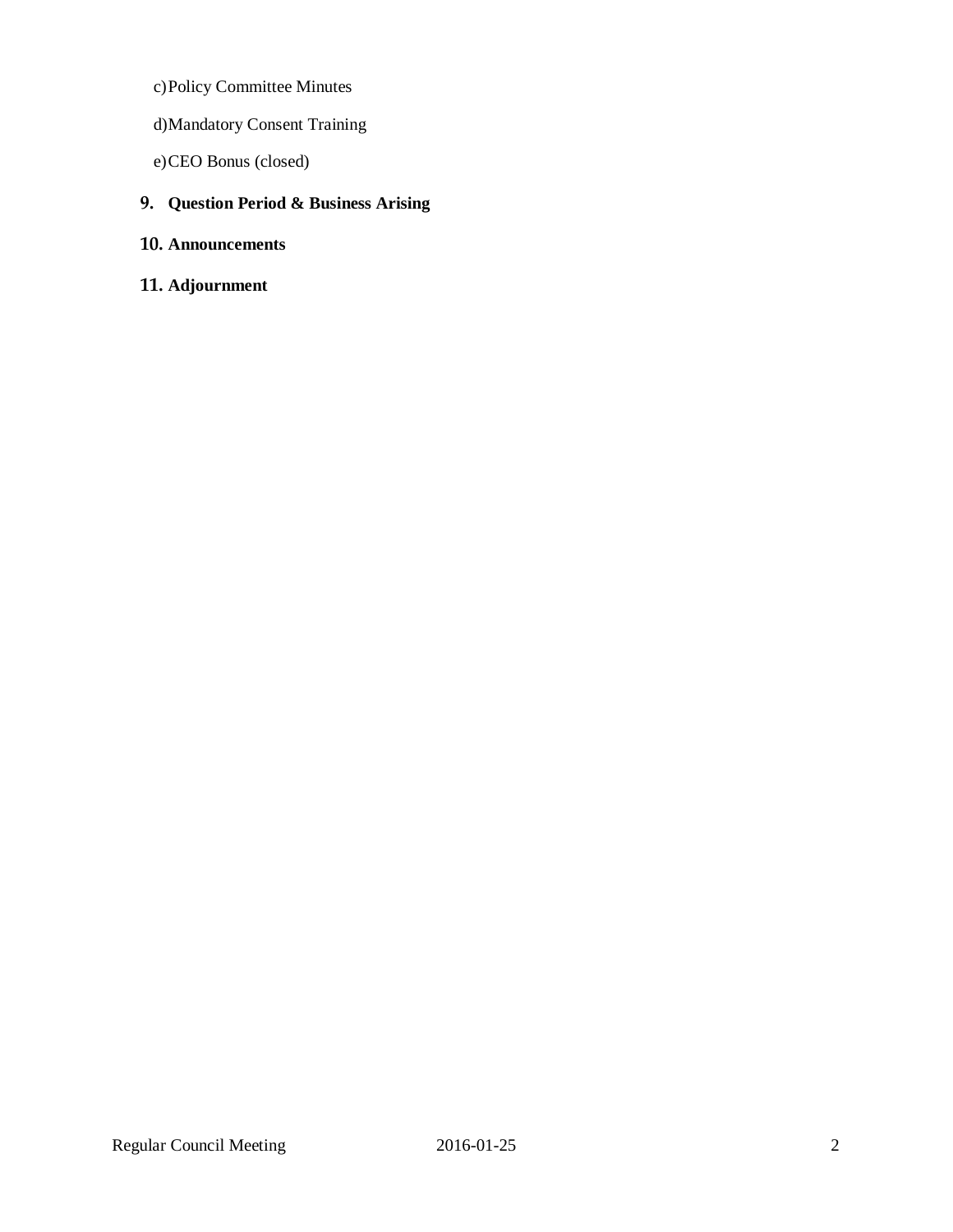c) Policy Committee Minutes

d) Mandatory Consent Training

e) CEO Bonus (closed)

**9. Question Period & Business Arising**

**10. Announcements**

**11. Adjournment**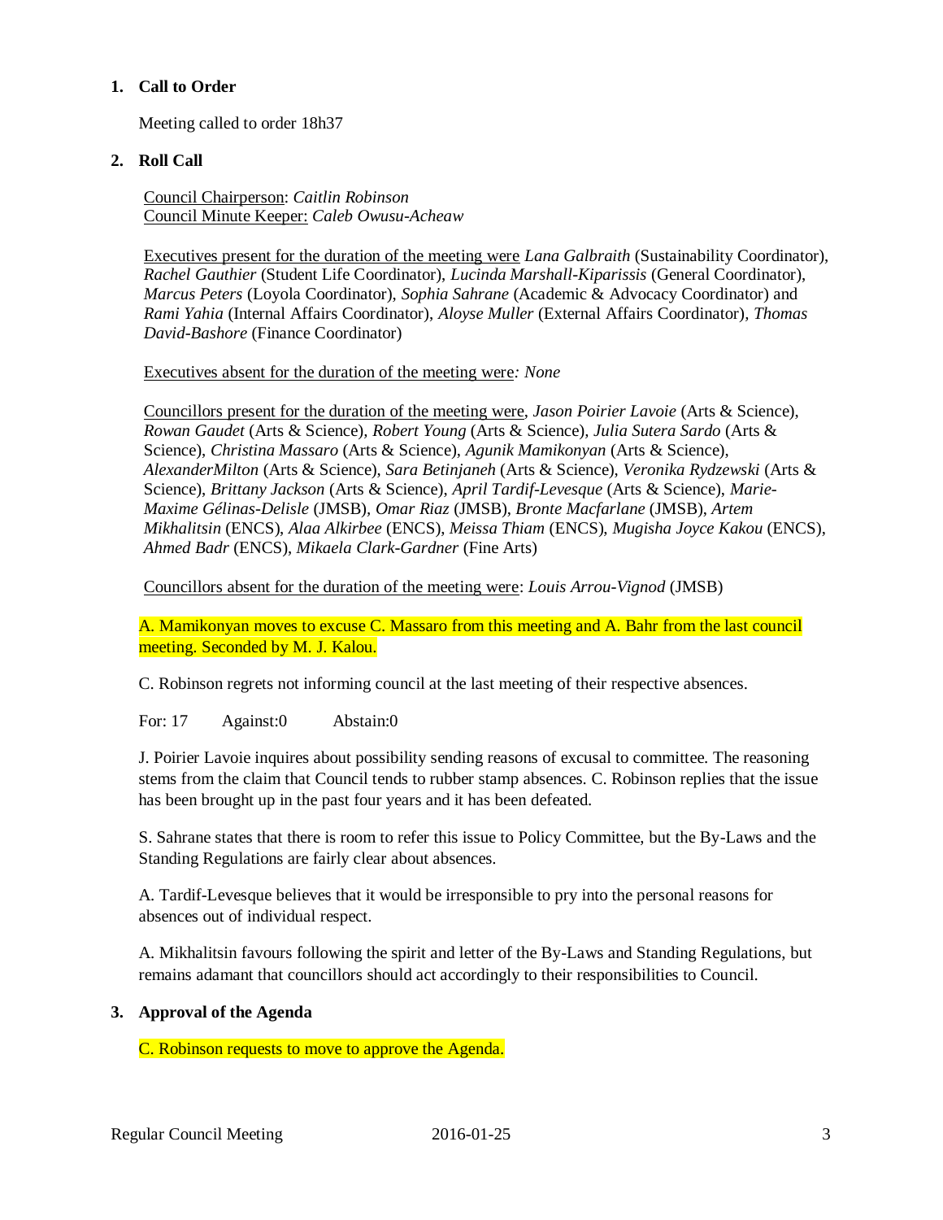## 1. Call to Order

Meeting called to order 18h37

## 2. Roll Call

Council Chairperson: *Caitlin Robinson*
Council Minute Keeper: *Caleb Owusu-Acheaw*

Executives present for the duration of the meeting were *Lana Galbraith* (Sustainability Coordinator), *Rachel Gauthier* (Student Life Coordinator), *Lucinda Marshall-Kiparissis* (General Coordinator), *Marcus Peters* (Loyola Coordinator), *Sophia Sahrane* (Academic & Advocacy Coordinator) and *Rami Yahia* (Internal Affairs Coordinator), *Aloyse Muller* (External Affairs Coordinator), *Thomas David-Bashore* (Finance Coordinator)

Executives absent for the duration of the meeting were*: None*

Councillors present for the duration of the meeting were, *Jason Poirier Lavoie* (Arts & Science), *Rowan Gaudet* (Arts & Science), *Robert Young* (Arts & Science), *Julia Sutera Sardo* (Arts & Science), *Christina Massaro* (Arts & Science), *Agunik Mamikonyan* (Arts & Science), *AlexanderMilton* (Arts & Science), *Sara Betinjaneh* (Arts & Science), *Veronika Rydzewski* (Arts & Science), *Brittany Jackson* (Arts & Science), *April Tardif-Levesque* (Arts & Science), *Marie-Maxime Gélinas-Delisle* (JMSB), *Omar Riaz* (JMSB), *Bronte Macfarlane* (JMSB), *Artem Mikhalitsin* (ENCS), *Alaa Alkirbee* (ENCS), *Meissa Thiam* (ENCS), *Mugisha Joyce Kakou* (ENCS), *Ahmed Badr* (ENCS), *Mikaela Clark-Gardner* (Fine Arts)

Councillors absent for the duration of the meeting were: *Louis Arrou-Vignod* (JMSB)

A. Mamikonyan moves to excuse C. Massaro from this meeting and A. Bahr from the last council meeting. Seconded by M. J. Kalou.

C. Robinson regrets not informing council at the last meeting of their respective absences.

For: 17 Against:0 Abstain:0

J. Poirier Lavoie inquires about possibility sending reasons of excusal to committee. The reasoning stems from the claim that Council tends to rubber stamp absences. C. Robinson replies that the issue has been brought up in the past four years and it has been defeated.

S. Sahrane states that there is room to refer this issue to Policy Committee, but the By-Laws and the Standing Regulations are fairly clear about absences.

A. Tardif-Levesque believes that it would be irresponsible to pry into the personal reasons for absences out of individual respect.

A. Mikhalitsin favours following the spirit and letter of the By-Laws and Standing Regulations, but remains adamant that councillors should act accordingly to their responsibilities to Council.

## 3. Approval of the Agenda

C. Robinson requests to move to approve the Agenda.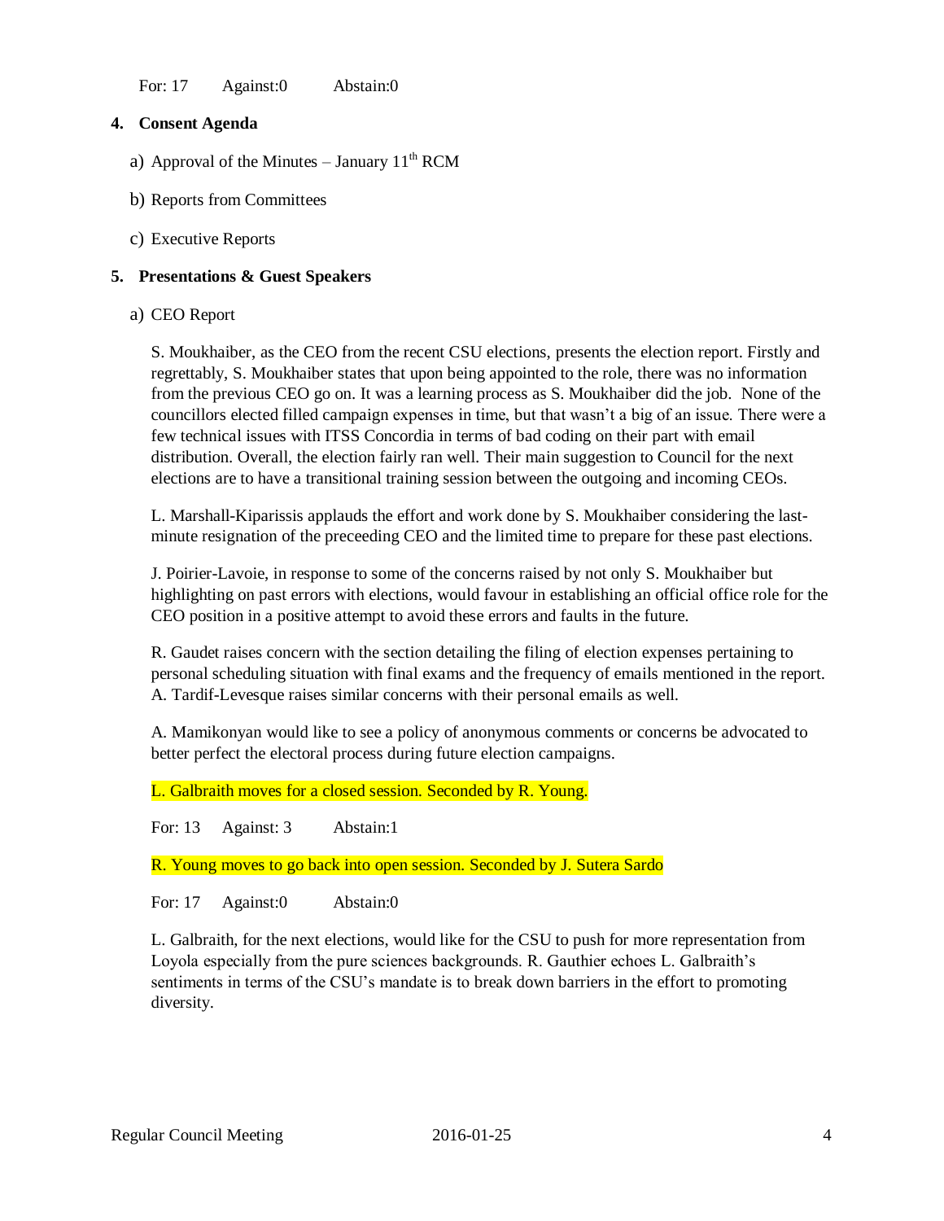For: 17 Against:0 Abstain:0

## 4. Consent Agenda

a) Approval of the Minutes – January 11th RCM

b) Reports from Committees

c) Executive Reports

## 5. Presentations & Guest Speakers

a) CEO Report

S. Moukhaiber, as the CEO from the recent CSU elections, presents the election report. Firstly and regrettably, S. Moukhaiber states that upon being appointed to the role, there was no information from the previous CEO go on. It was a learning process as S. Moukhaiber did the job. None of the councillors elected filled campaign expenses in time, but that wasn't a big of an issue. There were a few technical issues with ITSS Concordia in terms of bad coding on their part with email distribution. Overall, the election fairly ran well. Their main suggestion to Council for the next elections are to have a transitional training session between the outgoing and incoming CEOs.

L. Marshall-Kiparissis applauds the effort and work done by S. Moukhaiber considering the last-minute resignation of the preceeding CEO and the limited time to prepare for these past elections.

J. Poirier-Lavoie, in response to some of the concerns raised by not only S. Moukhaiber but highlighting on past errors with elections, would favour in establishing an official office role for the CEO position in a positive attempt to avoid these errors and faults in the future.

R. Gaudet raises concern with the section detailing the filing of election expenses pertaining to personal scheduling situation with final exams and the frequency of emails mentioned in the report. A. Tardif-Levesque raises similar concerns with their personal emails as well.

A. Mamikonyan would like to see a policy of anonymous comments or concerns be advocated to better perfect the electoral process during future election campaigns.

L. Galbraith moves for a closed session. Seconded by R. Young.

For: 13 Against: 3 Abstain:1

R. Young moves to go back into open session. Seconded by J. Sutera Sardo

For: 17 Against:0 Abstain:0

L. Galbraith, for the next elections, would like for the CSU to push for more representation from Loyola especially from the pure sciences backgrounds. R. Gauthier echoes L. Galbraith's sentiments in terms of the CSU's mandate is to break down barriers in the effort to promoting diversity.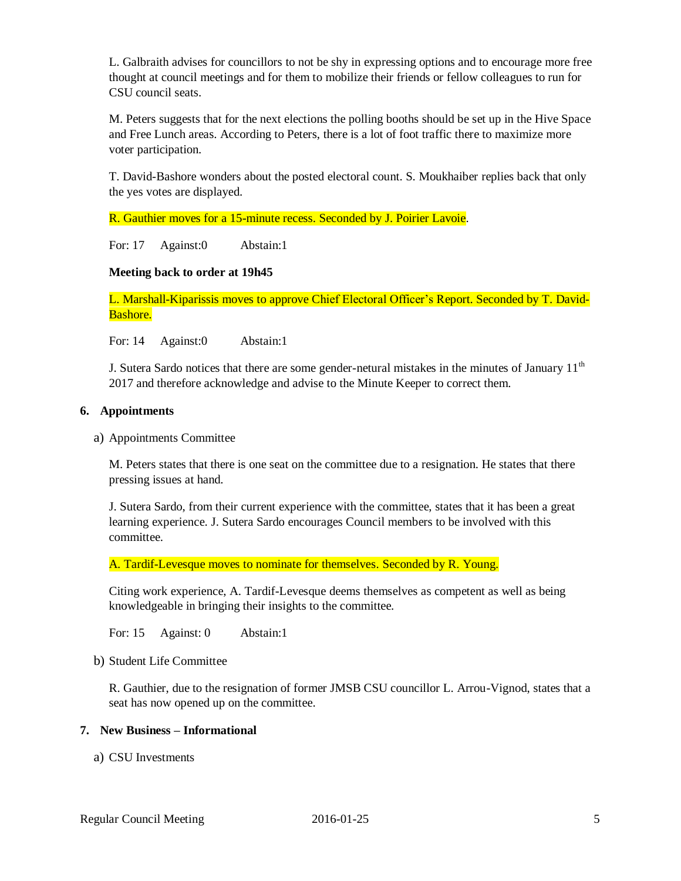L. Galbraith advises for councillors to not be shy in expressing options and to encourage more free thought at council meetings and for them to mobilize their friends or fellow colleagues to run for CSU council seats.

M. Peters suggests that for the next elections the polling booths should be set up in the Hive Space and Free Lunch areas. According to Peters, there is a lot of foot traffic there to maximize more voter participation.

T. David-Bashore wonders about the posted electoral count. S. Moukhaiber replies back that only the yes votes are displayed.

R. Gauthier moves for a 15-minute recess. Seconded by J. Poirier Lavoie.

For: 17 Against:0 Abstain:1

**Meeting back to order at 19h45**

L. Marshall-Kiparissis moves to approve Chief Electoral Officer's Report. Seconded by T. David-Bashore.

For: 14 Against:0 Abstain:1

J. Sutera Sardo notices that there are some gender-netural mistakes in the minutes of January 11th 2017 and therefore acknowledge and advise to the Minute Keeper to correct them.

## 6. Appointments

a) Appointments Committee

M. Peters states that there is one seat on the committee due to a resignation. He states that there pressing issues at hand.

J. Sutera Sardo, from their current experience with the committee, states that it has been a great learning experience. J. Sutera Sardo encourages Council members to be involved with this committee.

A. Tardif-Levesque moves to nominate for themselves. Seconded by R. Young.

Citing work experience, A. Tardif-Levesque deems themselves as competent as well as being knowledgeable in bringing their insights to the committee.

For: 15 Against: 0 Abstain:1

b) Student Life Committee

R. Gauthier, due to the resignation of former JMSB CSU councillor L. Arrou-Vignod, states that a seat has now opened up on the committee.

## 7. New Business – Informational

a) CSU Investments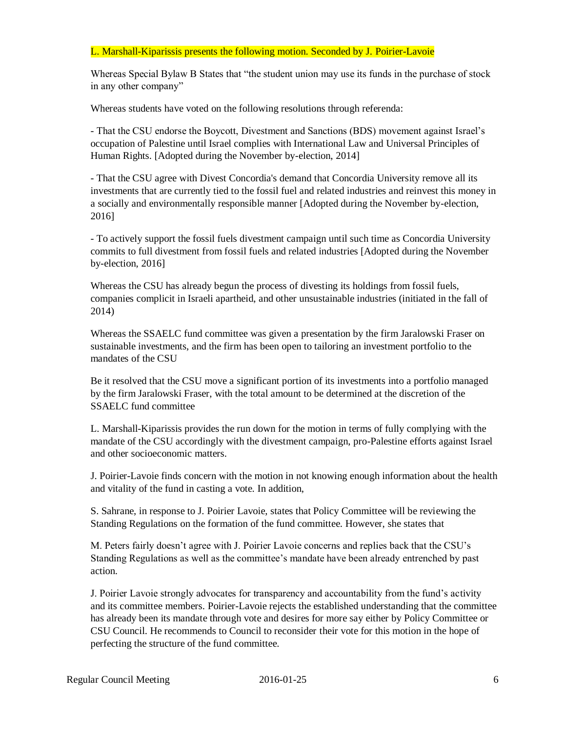L. Marshall-Kiparissis presents the following motion. Seconded by J. Poirier-Lavoie

Whereas Special Bylaw B States that "the student union may use its funds in the purchase of stock in any other company"

Whereas students have voted on the following resolutions through referenda:

- That the CSU endorse the Boycott, Divestment and Sanctions (BDS) movement against Israel's occupation of Palestine until Israel complies with International Law and Universal Principles of Human Rights. [Adopted during the November by-election, 2014]

- That the CSU agree with Divest Concordia's demand that Concordia University remove all its investments that are currently tied to the fossil fuel and related industries and reinvest this money in a socially and environmentally responsible manner [Adopted during the November by-election, 2016]

- To actively support the fossil fuels divestment campaign until such time as Concordia University commits to full divestment from fossil fuels and related industries [Adopted during the November by-election, 2016]

Whereas the CSU has already begun the process of divesting its holdings from fossil fuels, companies complicit in Israeli apartheid, and other unsustainable industries (initiated in the fall of 2014)

Whereas the SSAELC fund committee was given a presentation by the firm Jaralowski Fraser on sustainable investments, and the firm has been open to tailoring an investment portfolio to the mandates of the CSU

Be it resolved that the CSU move a significant portion of its investments into a portfolio managed by the firm Jaralowski Fraser, with the total amount to be determined at the discretion of the SSAELC fund committee

L. Marshall-Kiparissis provides the run down for the motion in terms of fully complying with the mandate of the CSU accordingly with the divestment campaign, pro-Palestine efforts against Israel and other socioeconomic matters.

J. Poirier-Lavoie finds concern with the motion in not knowing enough information about the health and vitality of the fund in casting a vote. In addition,

S. Sahrane, in response to J. Poirier Lavoie, states that Policy Committee will be reviewing the Standing Regulations on the formation of the fund committee. However, she states that

M. Peters fairly doesn't agree with J. Poirier Lavoie concerns and replies back that the CSU's Standing Regulations as well as the committee's mandate have been already entrenched by past action.

J. Poirier Lavoie strongly advocates for transparency and accountability from the fund's activity and its committee members. Poirier-Lavoie rejects the established understanding that the committee has already been its mandate through vote and desires for more say either by Policy Committee or CSU Council. He recommends to Council to reconsider their vote for this motion in the hope of perfecting the structure of the fund committee.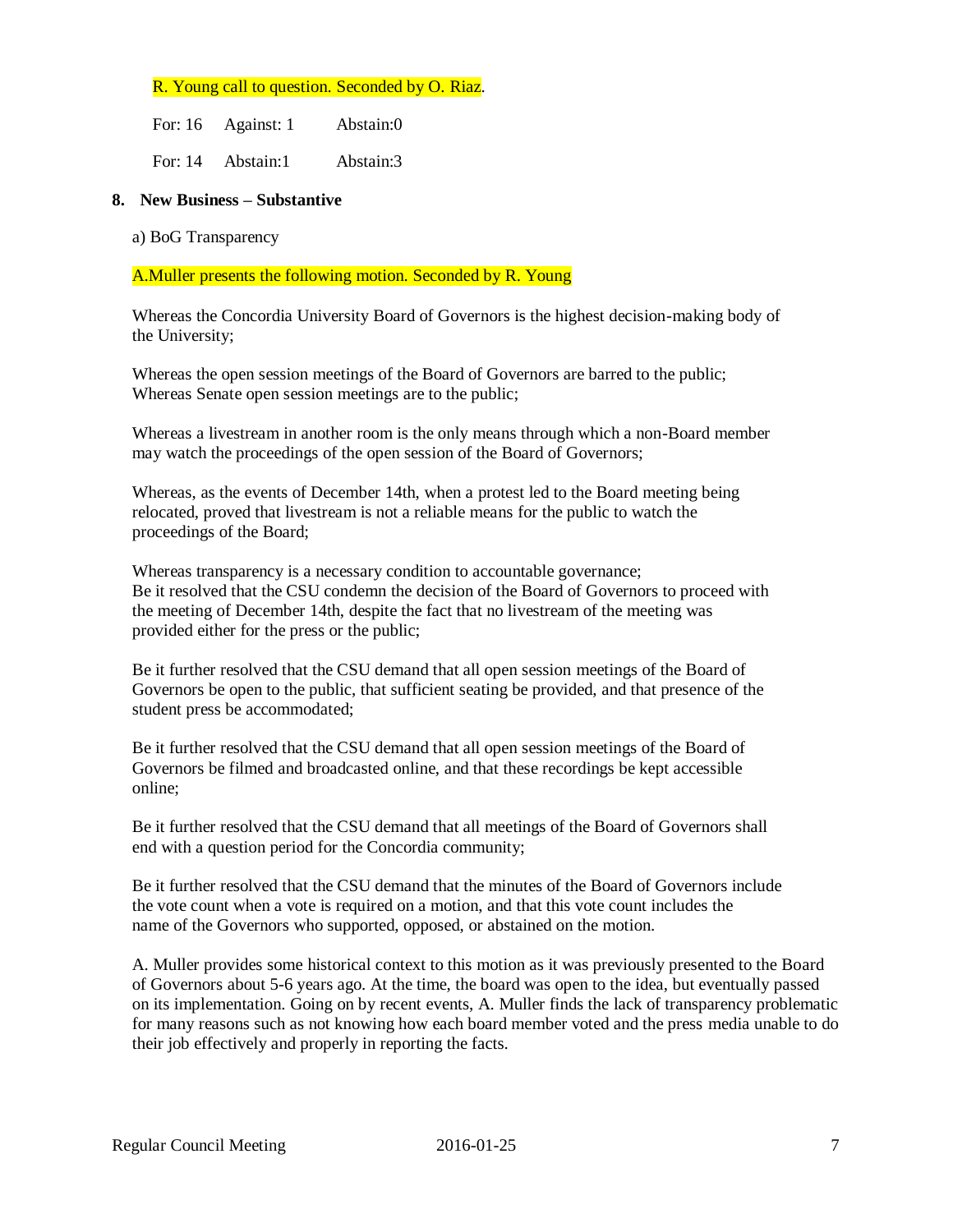R. Young call to question. Seconded by O. Riaz.

For: 16 Against: 1 Abstain:0

For: 14 Abstain:1 Abstain:3

**8. New Business – Substantive**

a) BoG Transparency

A.Muller presents the following motion. Seconded by R. Young

Whereas the Concordia University Board of Governors is the highest decision-making body of the University;

Whereas the open session meetings of the Board of Governors are barred to the public;
Whereas Senate open session meetings are to the public;

Whereas a livestream in another room is the only means through which a non-Board member may watch the proceedings of the open session of the Board of Governors;

Whereas, as the events of December 14th, when a protest led to the Board meeting being relocated, proved that livestream is not a reliable means for the public to watch the proceedings of the Board;

Whereas transparency is a necessary condition to accountable governance;
Be it resolved that the CSU condemn the decision of the Board of Governors to proceed with the meeting of December 14th, despite the fact that no livestream of the meeting was provided either for the press or the public;

Be it further resolved that the CSU demand that all open session meetings of the Board of Governors be open to the public, that sufficient seating be provided, and that presence of the student press be accommodated;

Be it further resolved that the CSU demand that all open session meetings of the Board of Governors be filmed and broadcasted online, and that these recordings be kept accessible online;

Be it further resolved that the CSU demand that all meetings of the Board of Governors shall end with a question period for the Concordia community;

Be it further resolved that the CSU demand that the minutes of the Board of Governors include the vote count when a vote is required on a motion, and that this vote count includes the name of the Governors who supported, opposed, or abstained on the motion.

A. Muller provides some historical context to this motion as it was previously presented to the Board of Governors about 5-6 years ago. At the time, the board was open to the idea, but eventually passed on its implementation. Going on by recent events, A. Muller finds the lack of transparency problematic for many reasons such as not knowing how each board member voted and the press media unable to do their job effectively and properly in reporting the facts.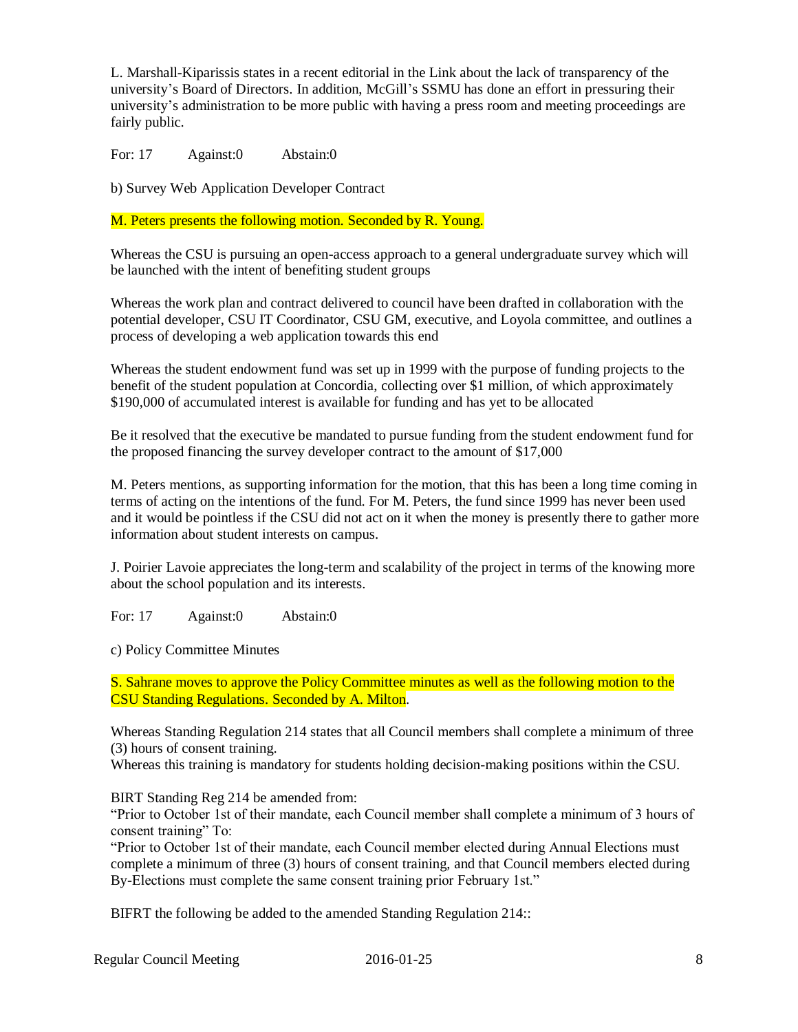L. Marshall-Kiparissis states in a recent editorial in the Link about the lack of transparency of the university's Board of Directors. In addition, McGill's SSMU has done an effort in pressuring their university's administration to be more public with having a press room and meeting proceedings are fairly public.

For: 17 Against:0 Abstain:0

b) Survey Web Application Developer Contract

M. Peters presents the following motion. Seconded by R. Young.

Whereas the CSU is pursuing an open-access approach to a general undergraduate survey which will be launched with the intent of benefiting student groups

Whereas the work plan and contract delivered to council have been drafted in collaboration with the potential developer, CSU IT Coordinator, CSU GM, executive, and Loyola committee, and outlines a process of developing a web application towards this end

Whereas the student endowment fund was set up in 1999 with the purpose of funding projects to the benefit of the student population at Concordia, collecting over $1 million, of which approximately $190,000 of accumulated interest is available for funding and has yet to be allocated

Be it resolved that the executive be mandated to pursue funding from the student endowment fund for the proposed financing the survey developer contract to the amount of $17,000

M. Peters mentions, as supporting information for the motion, that this has been a long time coming in terms of acting on the intentions of the fund. For M. Peters, the fund since 1999 has never been used and it would be pointless if the CSU did not act on it when the money is presently there to gather more information about student interests on campus.

J. Poirier Lavoie appreciates the long-term and scalability of the project in terms of the knowing more about the school population and its interests.

For: 17 Against:0 Abstain:0

c) Policy Committee Minutes

S. Sahrane moves to approve the Policy Committee minutes as well as the following motion to the CSU Standing Regulations. Seconded by A. Milton.

Whereas Standing Regulation 214 states that all Council members shall complete a minimum of three (3) hours of consent training.
Whereas this training is mandatory for students holding decision-making positions within the CSU.

BIRT Standing Reg 214 be amended from:
"Prior to October 1st of their mandate, each Council member shall complete a minimum of 3 hours of consent training" To:
"Prior to October 1st of their mandate, each Council member elected during Annual Elections must complete a minimum of three (3) hours of consent training, and that Council members elected during By-Elections must complete the same consent training prior February 1st."

BIFRT the following be added to the amended Standing Regulation 214::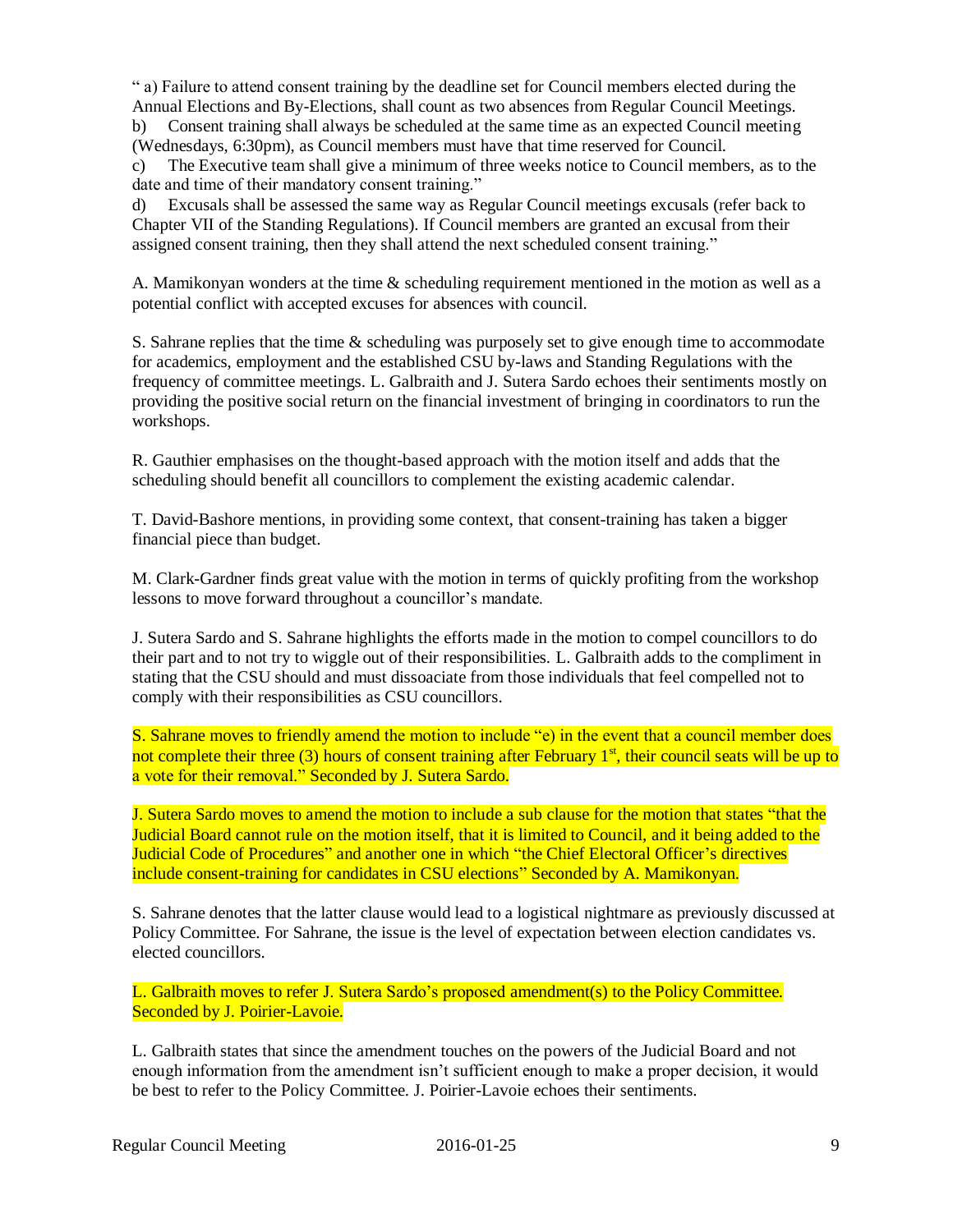" a) Failure to attend consent training by the deadline set for Council members elected during the Annual Elections and By-Elections, shall count as two absences from Regular Council Meetings.
b) Consent training shall always be scheduled at the same time as an expected Council meeting (Wednesdays, 6:30pm), as Council members must have that time reserved for Council.
c) The Executive team shall give a minimum of three weeks notice to Council members, as to the date and time of their mandatory consent training."
d) Excusals shall be assessed the same way as Regular Council meetings excusals (refer back to Chapter VII of the Standing Regulations). If Council members are granted an excusal from their assigned consent training, then they shall attend the next scheduled consent training."

A. Mamikonyan wonders at the time & scheduling requirement mentioned in the motion as well as a potential conflict with accepted excuses for absences with council.

S. Sahrane replies that the time & scheduling was purposely set to give enough time to accommodate for academics, employment and the established CSU by-laws and Standing Regulations with the frequency of committee meetings. L. Galbraith and J. Sutera Sardo echoes their sentiments mostly on providing the positive social return on the financial investment of bringing in coordinators to run the workshops.

R. Gauthier emphasises on the thought-based approach with the motion itself and adds that the scheduling should benefit all councillors to complement the existing academic calendar.

T. David-Bashore mentions, in providing some context, that consent-training has taken a bigger financial piece than budget.

M. Clark-Gardner finds great value with the motion in terms of quickly profiting from the workshop lessons to move forward throughout a councillor's mandate.

J. Sutera Sardo and S. Sahrane highlights the efforts made in the motion to compel councillors to do their part and to not try to wiggle out of their responsibilities. L. Galbraith adds to the compliment in stating that the CSU should and must dissoaciate from those individuals that feel compelled not to comply with their responsibilities as CSU councillors.

S. Sahrane moves to friendly amend the motion to include "e) in the event that a council member does not complete their three (3) hours of consent training after February 1st, their council seats will be up to a vote for their removal." Seconded by J. Sutera Sardo.

J. Sutera Sardo moves to amend the motion to include a sub clause for the motion that states "that the Judicial Board cannot rule on the motion itself, that it is limited to Council, and it being added to the Judicial Code of Procedures" and another one in which "the Chief Electoral Officer's directives include consent-training for candidates in CSU elections" Seconded by A. Mamikonyan.

S. Sahrane denotes that the latter clause would lead to a logistical nightmare as previously discussed at Policy Committee. For Sahrane, the issue is the level of expectation between election candidates vs. elected councillors.

L. Galbraith moves to refer J. Sutera Sardo's proposed amendment(s) to the Policy Committee. Seconded by J. Poirier-Lavoie.

L. Galbraith states that since the amendment touches on the powers of the Judicial Board and not enough information from the amendment isn't sufficient enough to make a proper decision, it would be best to refer to the Policy Committee. J. Poirier-Lavoie echoes their sentiments.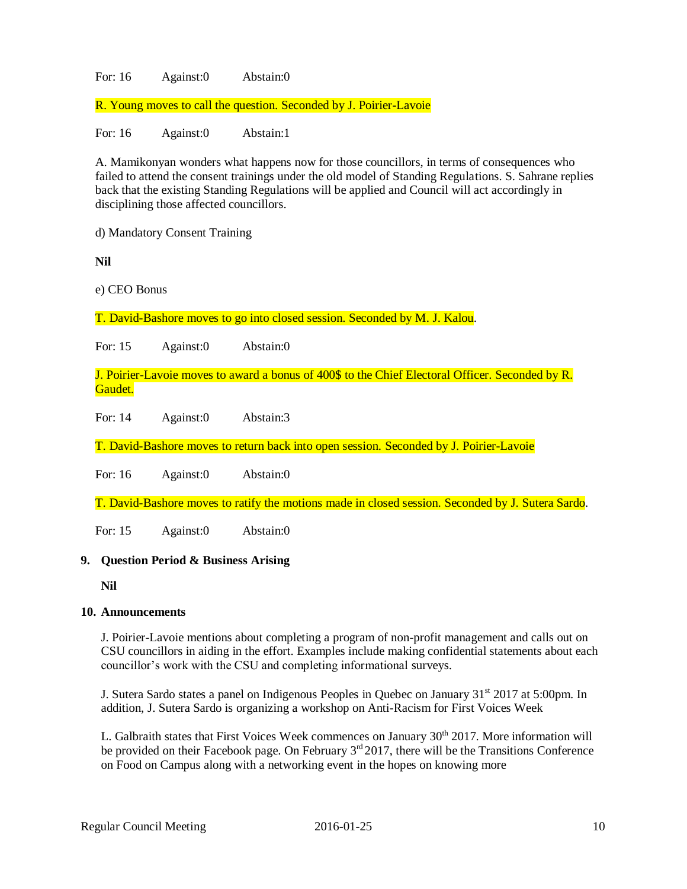For: 16 Against:0 Abstain:0

R. Young moves to call the question. Seconded by J. Poirier-Lavoie

For: 16 Against:0 Abstain:1

A. Mamikonyan wonders what happens now for those councillors, in terms of consequences who failed to attend the consent trainings under the old model of Standing Regulations. S. Sahrane replies back that the existing Standing Regulations will be applied and Council will act accordingly in disciplining those affected councillors.

d) Mandatory Consent Training

**Nil**

e) CEO Bonus

T. David-Bashore moves to go into closed session. Seconded by M. J. Kalou.

For: 15 Against:0 Abstain:0

J. Poirier-Lavoie moves to award a bonus of 400$ to the Chief Electoral Officer. Seconded by R. Gaudet.

For: 14 Against:0 Abstain:3

T. David-Bashore moves to return back into open session. Seconded by J. Poirier-Lavoie

For: 16 Against:0 Abstain:0

T. David-Bashore moves to ratify the motions made in closed session. Seconded by J. Sutera Sardo.

For: 15 Against:0 Abstain:0

## 9. Question Period & Business Arising

**Nil**

## 10. Announcements

J. Poirier-Lavoie mentions about completing a program of non-profit management and calls out on CSU councillors in aiding in the effort. Examples include making confidential statements about each councillor's work with the CSU and completing informational surveys.

J. Sutera Sardo states a panel on Indigenous Peoples in Quebec on January 31st 2017 at 5:00pm. In addition, J. Sutera Sardo is organizing a workshop on Anti-Racism for First Voices Week

L. Galbraith states that First Voices Week commences on January 30th 2017. More information will be provided on their Facebook page. On February 3rd 2017, there will be the Transitions Conference on Food on Campus along with a networking event in the hopes on knowing more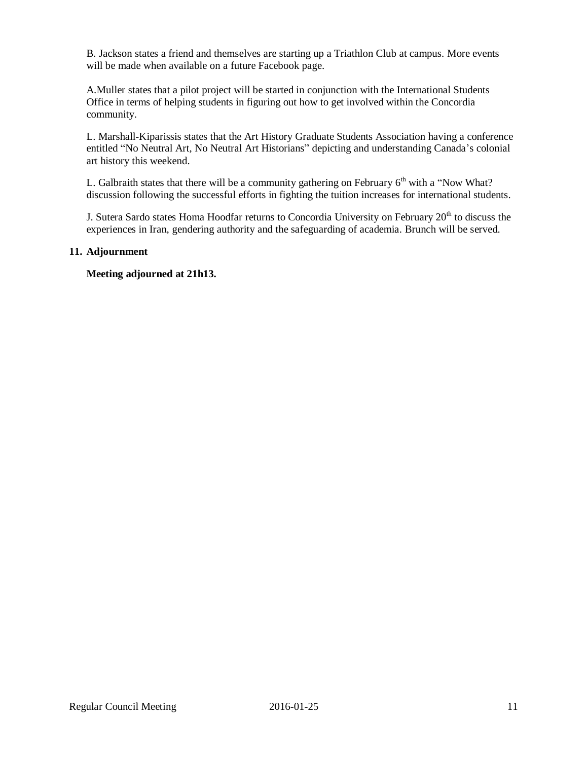B. Jackson states a friend and themselves are starting up a Triathlon Club at campus. More events will be made when available on a future Facebook page.

A.Muller states that a pilot project will be started in conjunction with the International Students Office in terms of helping students in figuring out how to get involved within the Concordia community.

L. Marshall-Kiparissis states that the Art History Graduate Students Association having a conference entitled "No Neutral Art, No Neutral Art Historians" depicting and understanding Canada's colonial art history this weekend.

L. Galbraith states that there will be a community gathering on February 6th with a "Now What? discussion following the successful efforts in fighting the tuition increases for international students.

J. Sutera Sardo states Homa Hoodfar returns to Concordia University on February 20th to discuss the experiences in Iran, gendering authority and the safeguarding of academia. Brunch will be served.

**11. Adjournment**

**Meeting adjourned at 21h13.**